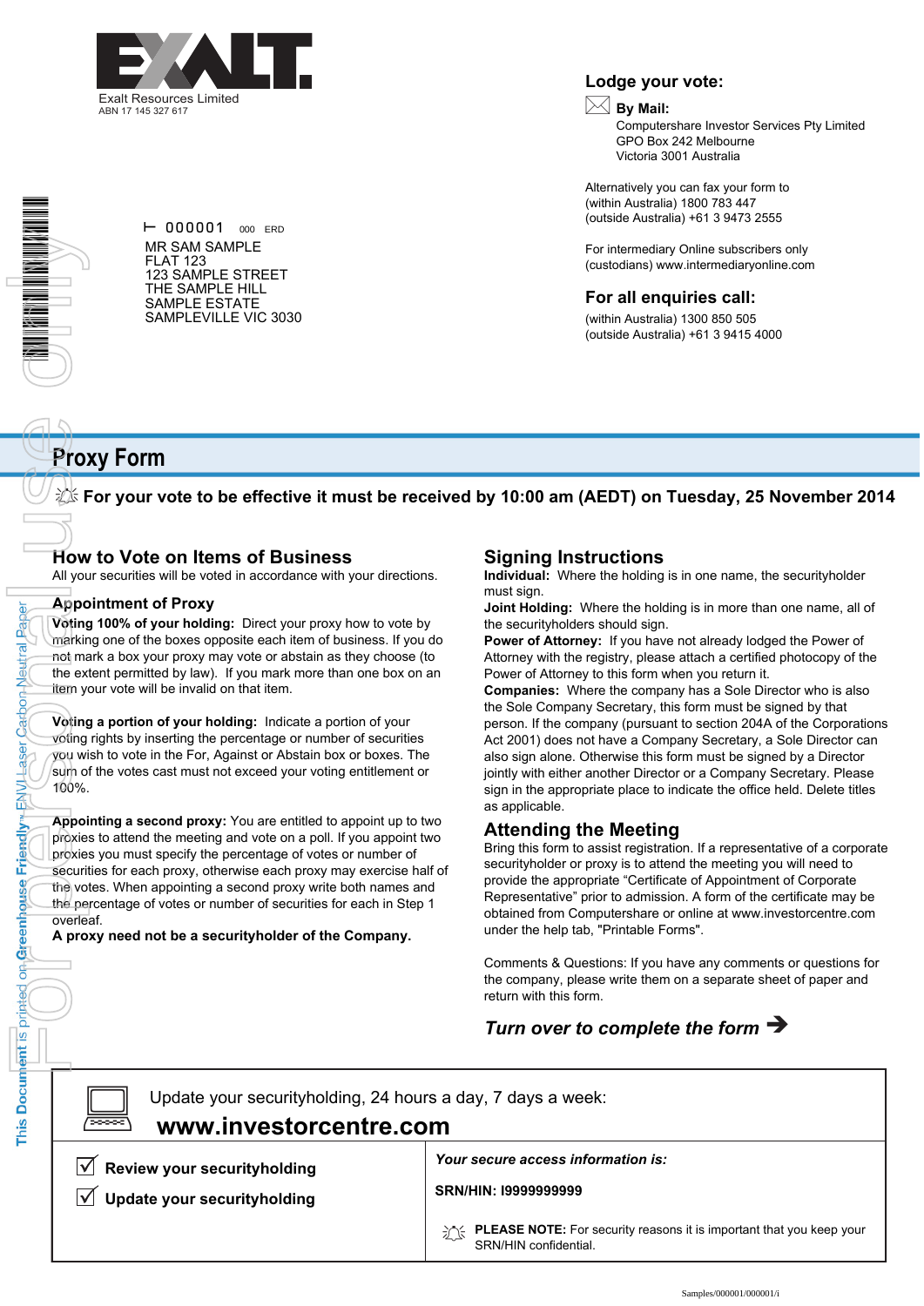Exalt Resources Limited
ABN 17 145 327 617

## Lodge your vote:

**By Mail:**
Computershare Investor Services Pty Limited
GPO Box 242 Melbourne
Victoria 3001 Australia

Alternatively you can fax your form to
(within Australia) 1800 783 447
(outside Australia) +61 3 9473 2555

For intermediary Online subscribers only
(custodians) www.intermediaryonline.com

## For all enquiries call:

(within Australia) 1300 850 505
(outside Australia) +61 3 9415 4000

000001 000 ERD

MR SAM SAMPLE
FLAT 123
123 SAMPLE STREET
THE SAMPLE HILL
SAMPLE ESTATE
SAMPLEVILLE VIC 3030

# Proxy Form

**For your vote to be effective it must be received by 10:00 am (AEDT) on Tuesday, 25 November 2014**

## How to Vote on Items of Business

All your securities will be voted in accordance with your directions.

### Appointment of Proxy

**Voting 100% of your holding:** Direct your proxy how to vote by marking one of the boxes opposite each item of business. If you do not mark a box your proxy may vote or abstain as they choose (to the extent permitted by law). If you mark more than one box on an item your vote will be invalid on that item.

**Voting a portion of your holding:** Indicate a portion of your voting rights by inserting the percentage or number of securities you wish to vote in the For, Against or Abstain box or boxes. The sum of the votes cast must not exceed your voting entitlement or 100%.

**Appointing a second proxy:** You are entitled to appoint up to two proxies to attend the meeting and vote on a poll. If you appoint two proxies you must specify the percentage of votes or number of securities for each proxy, otherwise each proxy may exercise half of the votes. When appointing a second proxy write both names and the percentage of votes or number of securities for each in Step 1 overleaf.

**A proxy need not be a securityholder of the Company.**

## Signing Instructions

**Individual:** Where the holding is in one name, the securityholder must sign.

**Joint Holding:** Where the holding is in more than one name, all of the securityholders should sign.

**Power of Attorney:** If you have not already lodged the Power of Attorney with the registry, please attach a certified photocopy of the Power of Attorney to this form when you return it.

**Companies:** Where the company has a Sole Director who is also the Sole Company Secretary, this form must be signed by that person. If the company (pursuant to section 204A of the Corporations Act 2001) does not have a Company Secretary, a Sole Director can also sign alone. Otherwise this form must be signed by a Director jointly with either another Director or a Company Secretary. Please sign in the appropriate place to indicate the office held. Delete titles as applicable.

## Attending the Meeting

Bring this form to assist registration. If a representative of a corporate securityholder or proxy is to attend the meeting you will need to provide the appropriate "Certificate of Appointment of Corporate Representative" prior to admission. A form of the certificate may be obtained from Computershare or online at www.investorcentre.com under the help tab, "Printable Forms".

Comments & Questions: If you have any comments or questions for the company, please write them on a separate sheet of paper and return with this form.

***Turn over to complete the form →***

Update your securityholding, 24 hours a day, 7 days a week:

**www.investorcentre.com**

- ☑ **Review your securityholding**
- ☑ **Update your securityholding**

***Your secure access information is:***

**SRN/HIN: I9999999999**

**PLEASE NOTE:** For security reasons it is important that you keep your SRN/HIN confidential.

This Document is printed on Greenhouse Friendly™ ENVI Laser Carbon Neutral Paper

For personal use only

Samples/000001/000001/i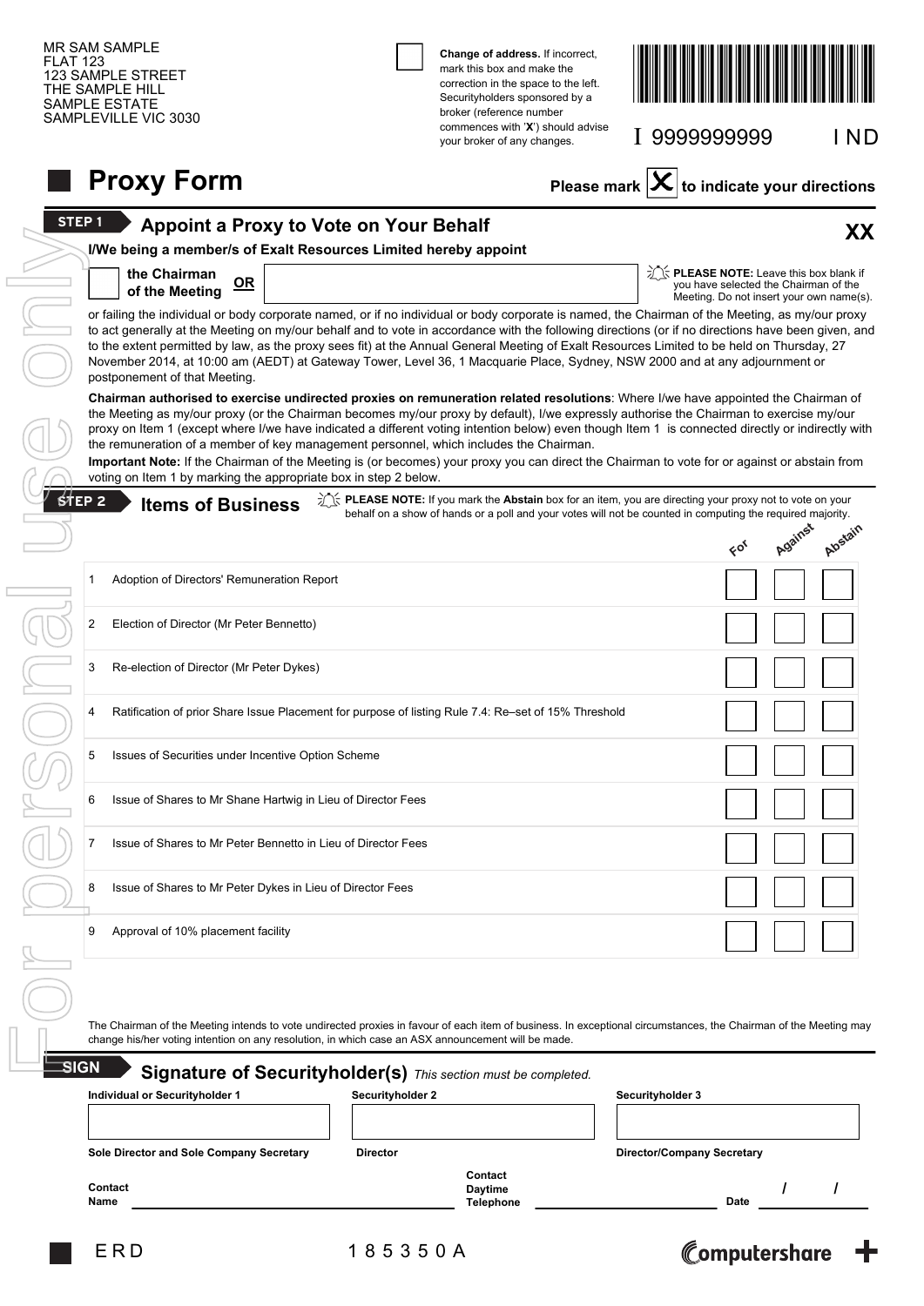MR SAM SAMPLE
FLAT 123
123 SAMPLE STREET
THE SAMPLE HILL
SAMPLE ESTATE
SAMPLEVILLE VIC 3030

☐ **Change of address.** If incorrect, mark this box and make the correction in the space to the left. Securityholders sponsored by a broker (reference number commences with '**X**') should advise your broker of any changes.

I 9999999999 IND

# Proxy Form

**Please mark ☒ to indicate your directions**

## STEP 1 Appoint a Proxy to Vote on Your Behalf

**XX**

**I/We being a member/s of Exalt Resources Limited hereby appoint**

☐ **the Chairman of the Meeting** **OR** ____________________

**PLEASE NOTE:** Leave this box blank if you have selected the Chairman of the Meeting. Do not insert your own name(s).

or failing the individual or body corporate named, or if no individual or body corporate is named, the Chairman of the Meeting, as my/our proxy to act generally at the Meeting on my/our behalf and to vote in accordance with the following directions (or if no directions have been given, and to the extent permitted by law, as the proxy sees fit) at the Annual General Meeting of Exalt Resources Limited to be held on Thursday, 27 November 2014, at 10:00 am (AEDT) at Gateway Tower, Level 36, 1 Macquarie Place, Sydney, NSW 2000 and at any adjournment or postponement of that Meeting.

**Chairman authorised to exercise undirected proxies on remuneration related resolutions**: Where I/we have appointed the Chairman of the Meeting as my/our proxy (or the Chairman becomes my/our proxy by default), I/we expressly authorise the Chairman to exercise my/our proxy on Item 1 (except where I/we have indicated a different voting intention below) even though Item 1 is connected directly or indirectly with the remuneration of a member of key management personnel, which includes the Chairman.

**Important Note:** If the Chairman of the Meeting is (or becomes) your proxy you can direct the Chairman to vote for or against or abstain from voting on Item 1 by marking the appropriate box in step 2 below.

## STEP 2 Items of Business

**PLEASE NOTE:** If you mark the **Abstain** box for an item, you are directing your proxy not to vote on your behalf on a show of hands or a poll and your votes will not be counted in computing the required majority.

| | Item | For | Against | Abstain |
|---|---|---|---|---|
| 1 | Adoption of Directors' Remuneration Report | ☐ | ☐ | ☐ |
| 2 | Election of Director (Mr Peter Bennetto) | ☐ | ☐ | ☐ |
| 3 | Re-election of Director (Mr Peter Dykes) | ☐ | ☐ | ☐ |
| 4 | Ratification of prior Share Issue Placement for purpose of listing Rule 7.4: Re–set of 15% Threshold | ☐ | ☐ | ☐ |
| 5 | Issues of Securities under Incentive Option Scheme | ☐ | ☐ | ☐ |
| 6 | Issue of Shares to Mr Shane Hartwig in Lieu of Director Fees | ☐ | ☐ | ☐ |
| 7 | Issue of Shares to Mr Peter Bennetto in Lieu of Director Fees | ☐ | ☐ | ☐ |
| 8 | Issue of Shares to Mr Peter Dykes in Lieu of Director Fees | ☐ | ☐ | ☐ |
| 9 | Approval of 10% placement facility | ☐ | ☐ | ☐ |

The Chairman of the Meeting intends to vote undirected proxies in favour of each item of business. In exceptional circumstances, the Chairman of the Meeting may change his/her voting intention on any resolution, in which case an ASX announcement will be made.

## SIGN Signature of Securityholder(s) *This section must be completed.*

| Individual or Securityholder 1 | Securityholder 2 | Securityholder 3 |
|---|---|---|
| | | |
| Sole Director and Sole Company Secretary | Director | Director/Company Secretary |

Contact Name ____________________ Contact Daytime Telephone ____________________ Date ___ / ___ / ___

ERD 185350A

computershare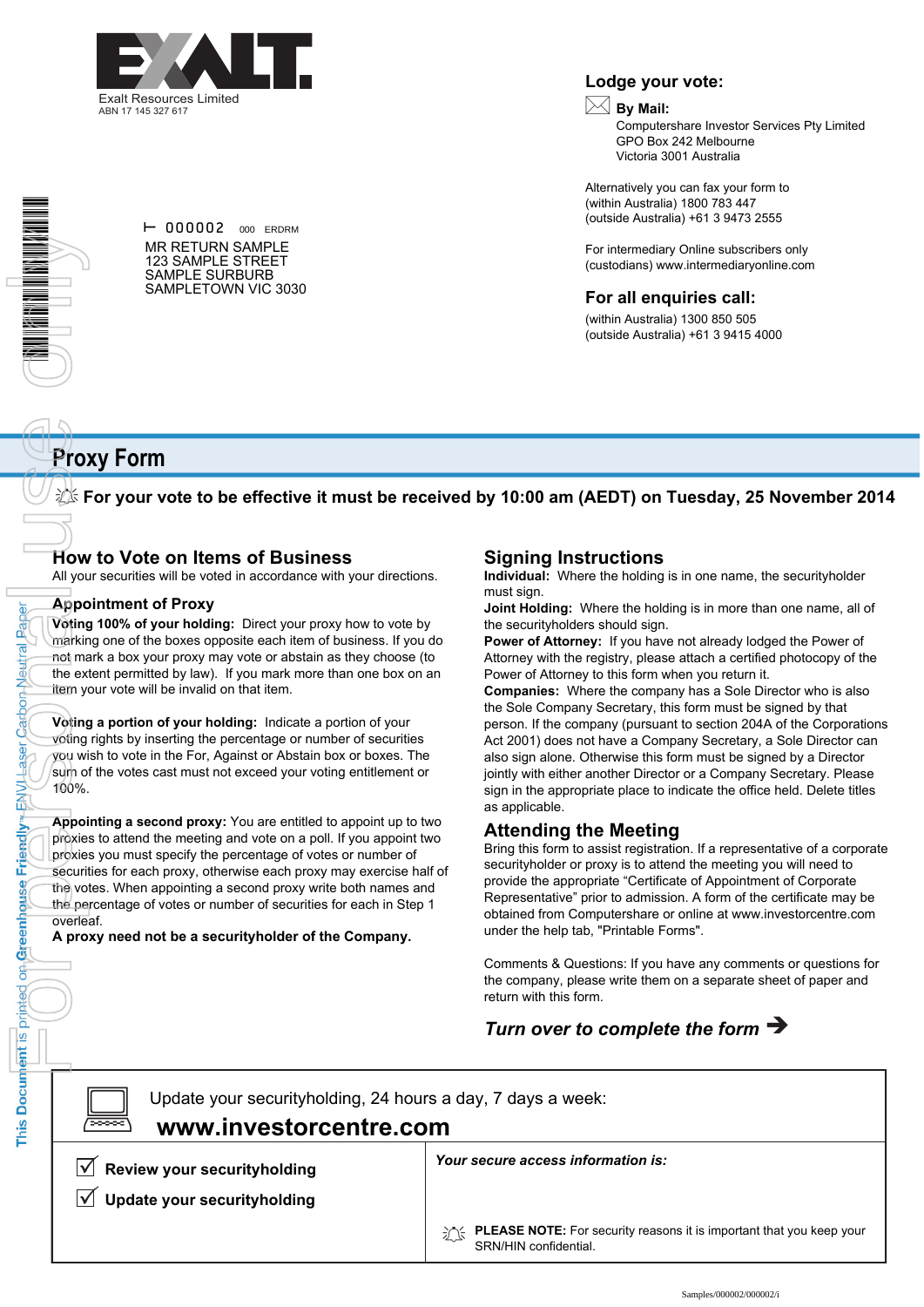Exalt Resources Limited
ABN 17 145 327 617

⊢ 000002 000 ERDRM

MR RETURN SAMPLE
123 SAMPLE STREET
SAMPLE SURBURB
SAMPLETOWN VIC 3030

## Lodge your vote:

**By Mail:**
Computershare Investor Services Pty Limited
GPO Box 242 Melbourne
Victoria 3001 Australia

Alternatively you can fax your form to
(within Australia) 1800 783 447
(outside Australia) +61 3 9473 2555

For intermediary Online subscribers only
(custodians) www.intermediaryonline.com

## For all enquiries call:

(within Australia) 1300 850 505
(outside Australia) +61 3 9415 4000

# Proxy Form

**For your vote to be effective it must be received by 10:00 am (AEDT) on Tuesday, 25 November 2014**

## How to Vote on Items of Business

All your securities will be voted in accordance with your directions.

### Appointment of Proxy

**Voting 100% of your holding:** Direct your proxy how to vote by marking one of the boxes opposite each item of business. If you do not mark a box your proxy may vote or abstain as they choose (to the extent permitted by law). If you mark more than one box on an item your vote will be invalid on that item.

**Voting a portion of your holding:** Indicate a portion of your voting rights by inserting the percentage or number of securities you wish to vote in the For, Against or Abstain box or boxes. The sum of the votes cast must not exceed your voting entitlement or 100%.

**Appointing a second proxy:** You are entitled to appoint up to two proxies to attend the meeting and vote on a poll. If you appoint two proxies you must specify the percentage of votes or number of securities for each proxy, otherwise each proxy may exercise half of the votes. When appointing a second proxy write both names and the percentage of votes or number of securities for each in Step 1 overleaf.

**A proxy need not be a securityholder of the Company.**

## Signing Instructions

**Individual:** Where the holding is in one name, the securityholder must sign.

**Joint Holding:** Where the holding is in more than one name, all of the securityholders should sign.

**Power of Attorney:** If you have not already lodged the Power of Attorney with the registry, please attach a certified photocopy of the Power of Attorney to this form when you return it.

**Companies:** Where the company has a Sole Director who is also the Sole Company Secretary, this form must be signed by that person. If the company (pursuant to section 204A of the Corporations Act 2001) does not have a Company Secretary, a Sole Director can also sign alone. Otherwise this form must be signed by a Director jointly with either another Director or a Company Secretary. Please sign in the appropriate place to indicate the office held. Delete titles as applicable.

## Attending the Meeting

Bring this form to assist registration. If a representative of a corporate securityholder or proxy is to attend the meeting you will need to provide the appropriate "Certificate of Appointment of Corporate Representative" prior to admission. A form of the certificate may be obtained from Computershare or online at www.investorcentre.com under the help tab, "Printable Forms".

Comments & Questions: If you have any comments or questions for the company, please write them on a separate sheet of paper and return with this form.

***Turn over to complete the form →***

Update your securityholding, 24 hours a day, 7 days a week:
**www.investorcentre.com**

- ☑ **Review your securityholding**
- ☑ **Update your securityholding**

***Your secure access information is:***

**PLEASE NOTE:** For security reasons it is important that you keep your SRN/HIN confidential.

This Document is printed on Greenhouse Friendly™ ENVI Laser Carbon Neutral Paper

Samples/000002/000002/i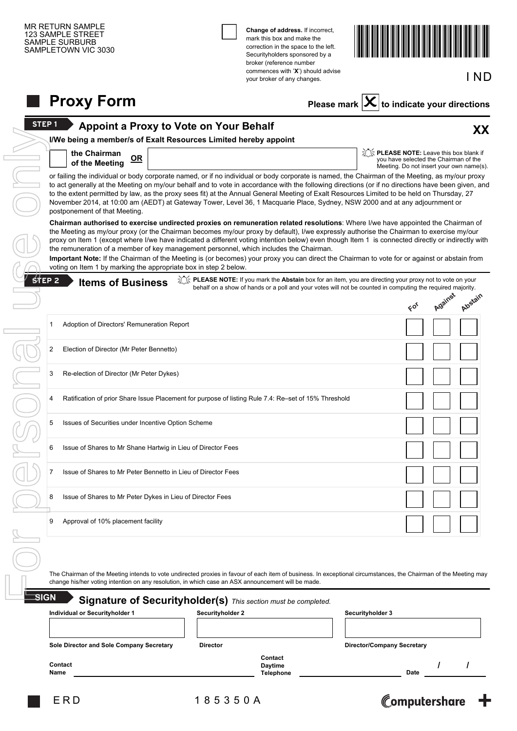MR RETURN SAMPLE
123 SAMPLE STREET
SAMPLE SURBURB
SAMPLETOWN VIC 3030

☐ **Change of address.** If incorrect, mark this box and make the correction in the space to the left. Securityholders sponsored by a broker (reference number commences with '**X**') should advise your broker of any changes.

I ND

# Proxy Form

**Please mark ☒ to indicate your directions**

## STEP 1 Appoint a Proxy to Vote on Your Behalf

**XX**

**I/We being a member/s of Exalt Resources Limited hereby appoint**

☐ **the Chairman of the Meeting** **OR** ______________________

**PLEASE NOTE:** Leave this box blank if you have selected the Chairman of the Meeting. Do not insert your own name(s).

or failing the individual or body corporate named, or if no individual or body corporate is named, the Chairman of the Meeting, as my/our proxy to act generally at the Meeting on my/our behalf and to vote in accordance with the following directions (or if no directions have been given, and to the extent permitted by law, as the proxy sees fit) at the Annual General Meeting of Exalt Resources Limited to be held on Thursday, 27 November 2014, at 10:00 am (AEDT) at Gateway Tower, Level 36, 1 Macquarie Place, Sydney, NSW 2000 and at any adjournment or postponement of that Meeting.

**Chairman authorised to exercise undirected proxies on remuneration related resolutions**: Where I/we have appointed the Chairman of the Meeting as my/our proxy (or the Chairman becomes my/our proxy by default), I/we expressly authorise the Chairman to exercise my/our proxy on Item 1 (except where I/we have indicated a different voting intention below) even though Item 1 is connected directly or indirectly with the remuneration of a member of key management personnel, which includes the Chairman.

**Important Note:** If the Chairman of the Meeting is (or becomes) your proxy you can direct the Chairman to vote for or against or abstain from voting on Item 1 by marking the appropriate box in step 2 below.

## STEP 2 Items of Business

**PLEASE NOTE:** If you mark the **Abstain** box for an item, you are directing your proxy not to vote on your behalf on a show of hands or a poll and your votes will not be counted in computing the required majority.

| | | For | Against | Abstain |
|---|---|---|---|---|
| 1 | Adoption of Directors' Remuneration Report | ☐ | ☐ | ☐ |
| 2 | Election of Director (Mr Peter Bennetto) | ☐ | ☐ | ☐ |
| 3 | Re-election of Director (Mr Peter Dykes) | ☐ | ☐ | ☐ |
| 4 | Ratification of prior Share Issue Placement for purpose of listing Rule 7.4: Re–set of 15% Threshold | ☐ | ☐ | ☐ |
| 5 | Issues of Securities under Incentive Option Scheme | ☐ | ☐ | ☐ |
| 6 | Issue of Shares to Mr Shane Hartwig in Lieu of Director Fees | ☐ | ☐ | ☐ |
| 7 | Issue of Shares to Mr Peter Bennetto in Lieu of Director Fees | ☐ | ☐ | ☐ |
| 8 | Issue of Shares to Mr Peter Dykes in Lieu of Director Fees | ☐ | ☐ | ☐ |
| 9 | Approval of 10% placement facility | ☐ | ☐ | ☐ |

The Chairman of the Meeting intends to vote undirected proxies in favour of each item of business. In exceptional circumstances, the Chairman of the Meeting may change his/her voting intention on any resolution, in which case an ASX announcement will be made.

## SIGN Signature of Securityholder(s) *This section must be completed.*

| Individual or Securityholder 1 | Securityholder 2 | Securityholder 3 |
|---|---|---|
| | | |
| Sole Director and Sole Company Secretary | Director | Director/Company Secretary |

Contact Name ______________________ Contact Daytime Telephone ______________________ Date ____ / ____ / ____

ERD 185350A

computershare